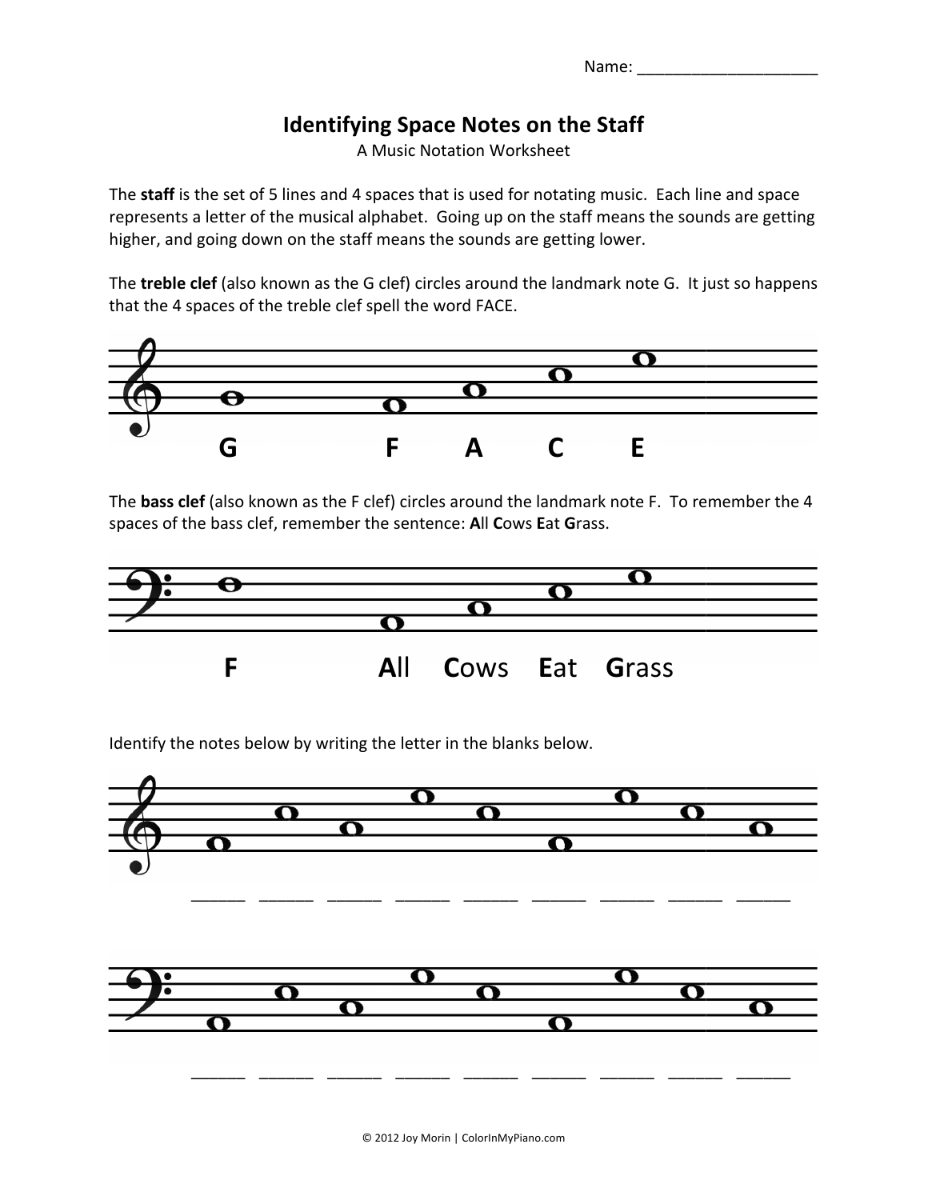Name: ____________________

# Identifying Space Notes on the Staff

A Music Notation Worksheet

The **staff** is the set of 5 lines and 4 spaces that is used for notating music. Each line and space represents a letter of the musical alphabet. Going up on the staff means the sounds are getting higher, and going down on the staff means the sounds are getting lower.

The **treble clef** (also known as the G clef) circles around the landmark note G. It just so happens that the 4 spaces of the treble clef spell the word FACE.

G F A C E

The **bass clef** (also known as the F clef) circles around the landmark note F. To remember the 4 spaces of the bass clef, remember the sentence: **A**ll **C**ows **E**at **G**rass.

F **A**ll **C**ows **E**at **G**rass

Identify the notes below by writing the letter in the blanks below.

_____ _____ _____ _____ _____ _____ _____ _____ _____

_____ _____ _____ _____ _____ _____ _____ _____ _____

© 2012 Joy Morin | ColorInMyPiano.com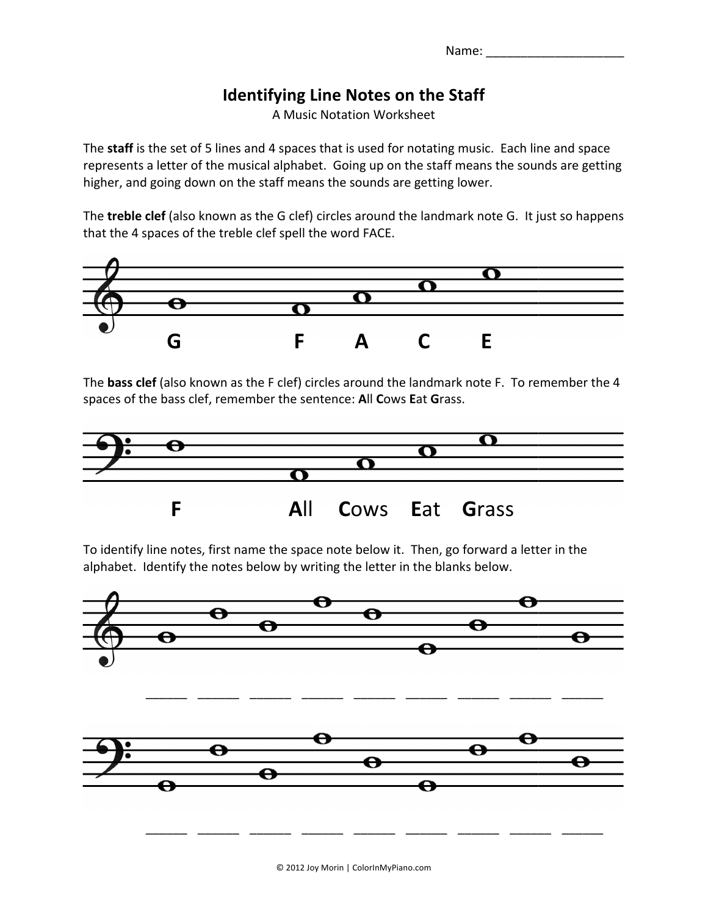Name: ____________________

# Identifying Line Notes on the Staff

A Music Notation Worksheet

The **staff** is the set of 5 lines and 4 spaces that is used for notating music. Each line and space represents a letter of the musical alphabet. Going up on the staff means the sounds are getting higher, and going down on the staff means the sounds are getting lower.

The **treble clef** (also known as the G clef) circles around the landmark note G. It just so happens that the 4 spaces of the treble clef spell the word FACE.

G F A C E

The **bass clef** (also known as the F clef) circles around the landmark note F. To remember the 4 spaces of the bass clef, remember the sentence: **A**ll **C**ows **E**at **G**rass.

F **A**ll **C**ows **E**at **G**rass

To identify line notes, first name the space note below it. Then, go forward a letter in the alphabet. Identify the notes below by writing the letter in the blanks below.

_____ _____ _____ _____ _____ _____ _____ _____ _____

_____ _____ _____ _____ _____ _____ _____ _____ _____

© 2012 Joy Morin | ColorInMyPiano.com